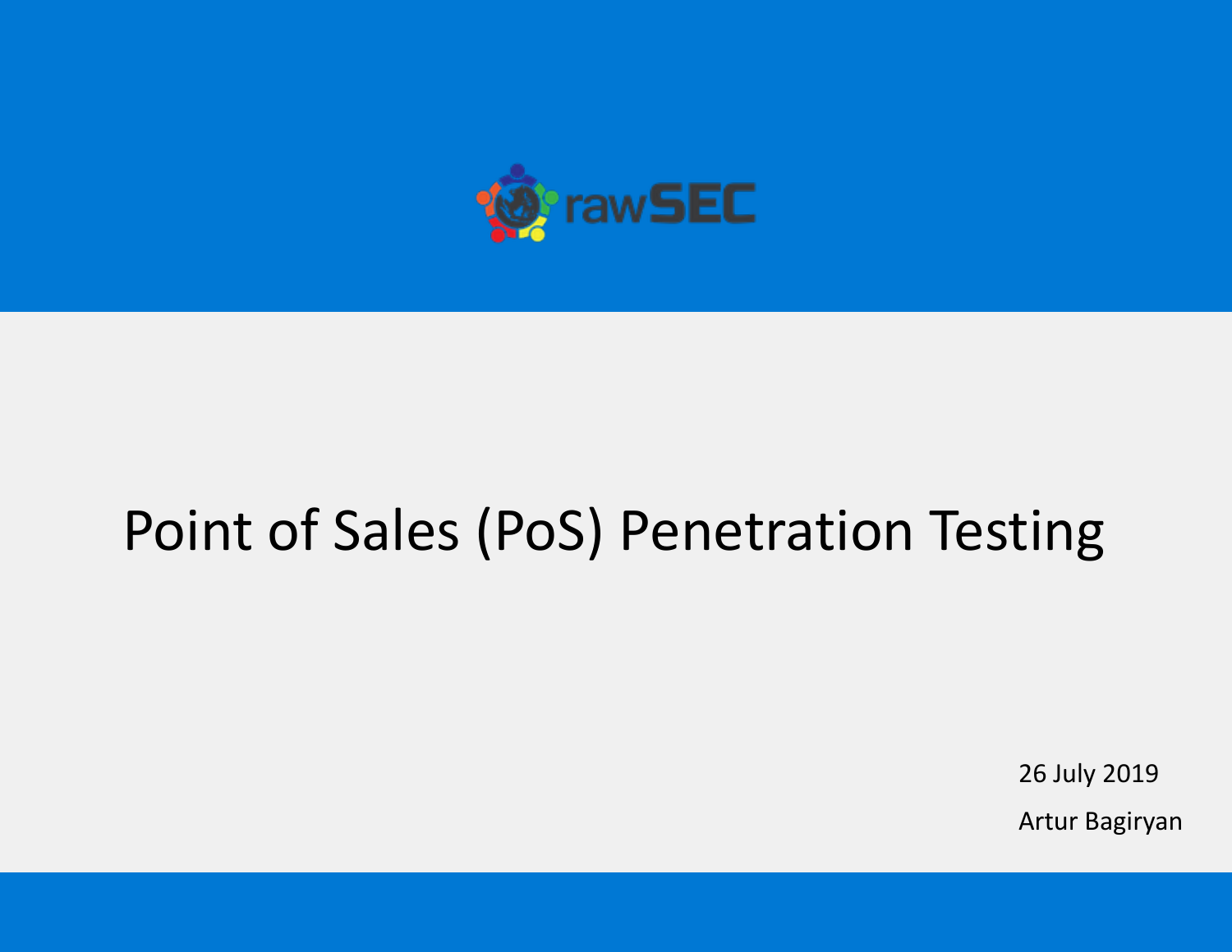rawSEC

# Point of Sales (PoS) Penetration Testing

26 July 2019

Artur Bagiryan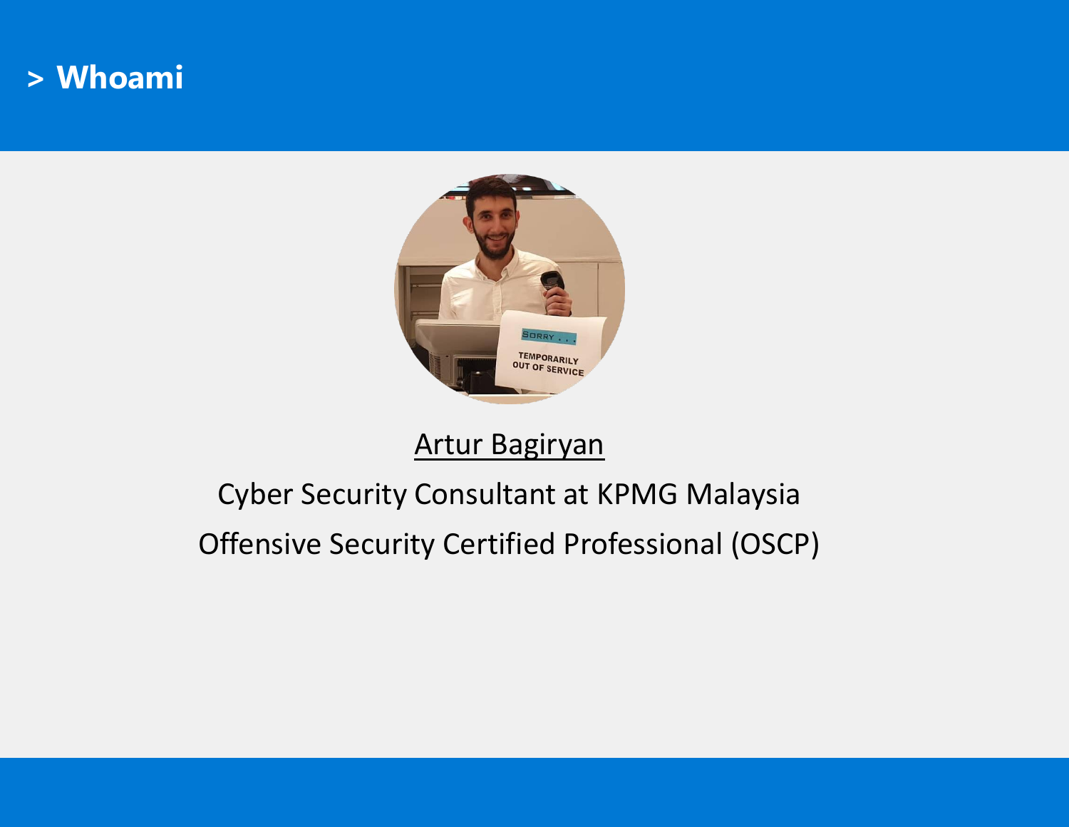# > Whoami

Artur Bagiryan

Cyber Security Consultant at KPMG Malaysia

Offensive Security Certified Professional (OSCP)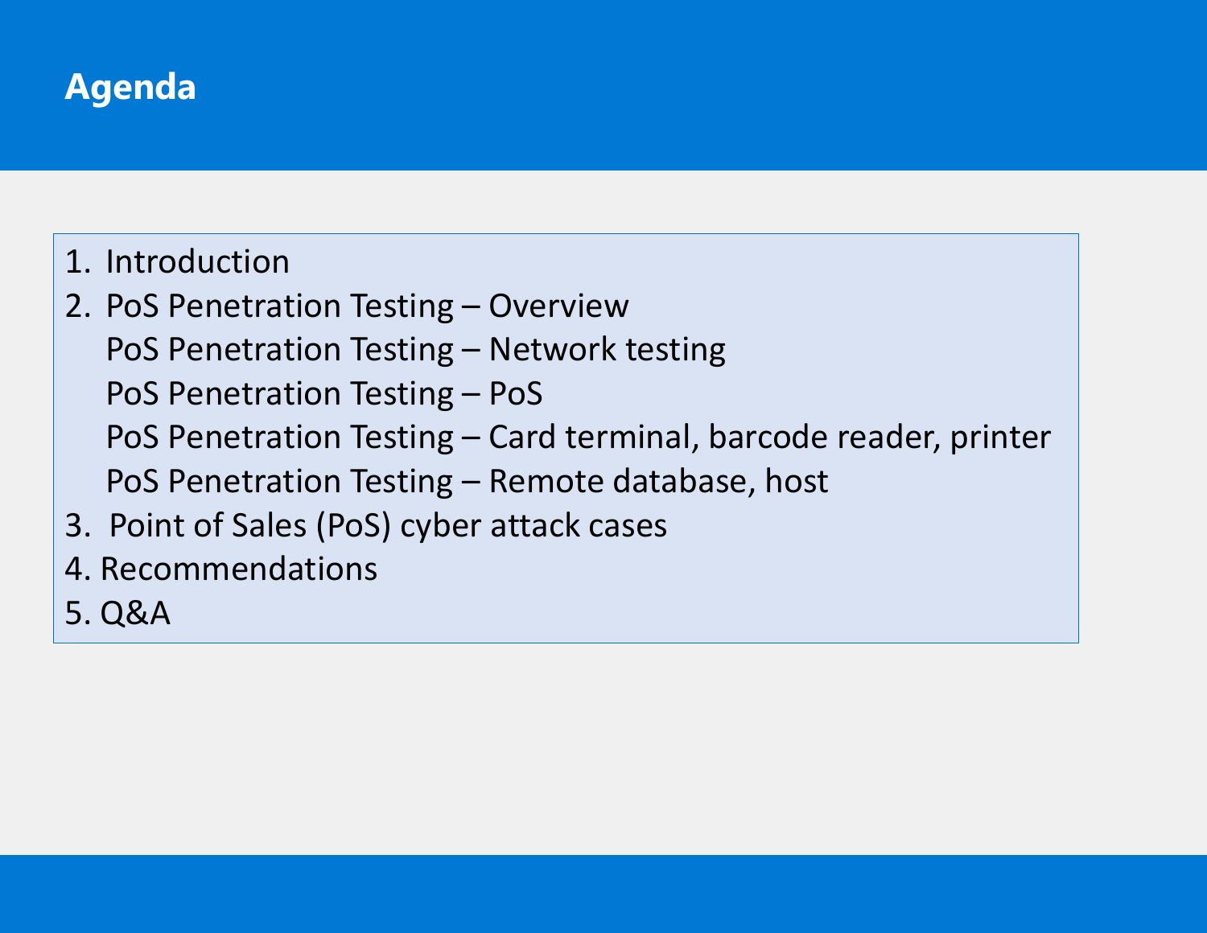# Agenda

1. Introduction
2. PoS Penetration Testing – Overview
   - PoS Penetration Testing – Network testing
   - PoS Penetration Testing – PoS
   - PoS Penetration Testing – Card terminal, barcode reader, printer
   - PoS Penetration Testing – Remote database, host
3. Point of Sales (PoS) cyber attack cases
4. Recommendations
5. Q&A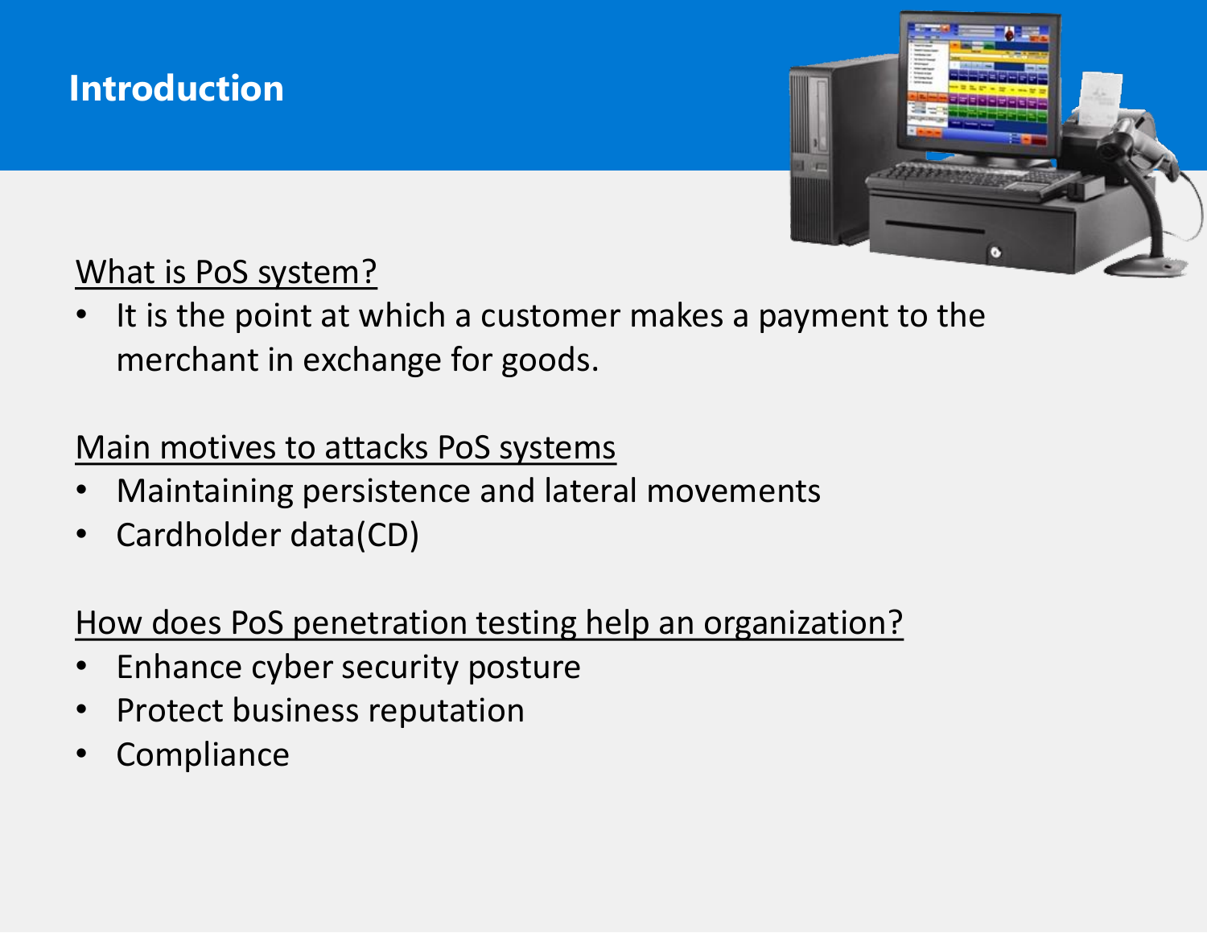# Introduction

<u>What is PoS system?</u>

- It is the point at which a customer makes a payment to the merchant in exchange for goods.

<u>Main motives to attacks PoS systems</u>

- Maintaining persistence and lateral movements
- Cardholder data(CD)

<u>How does PoS penetration testing help an organization?</u>

- Enhance cyber security posture
- Protect business reputation
- Compliance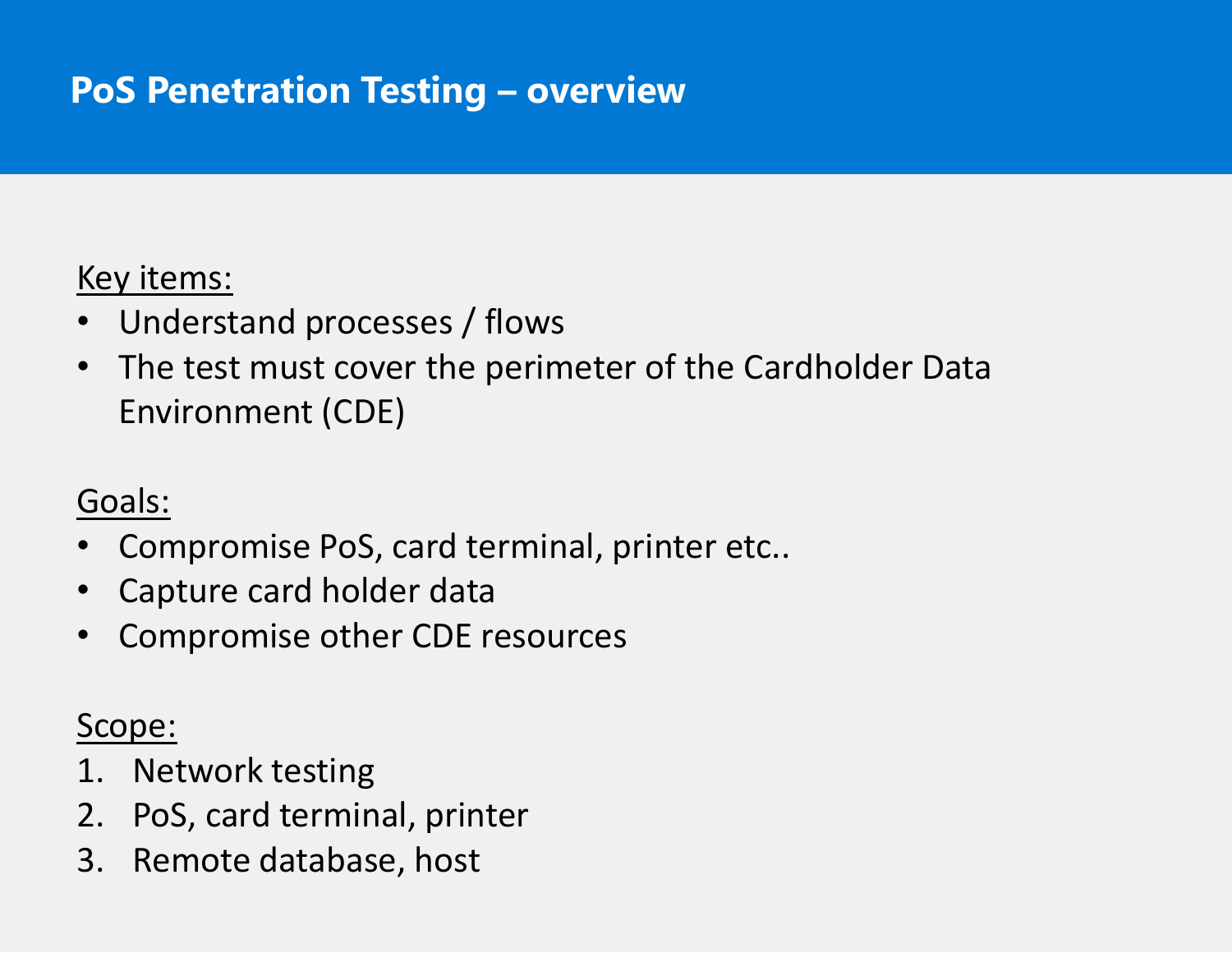# PoS Penetration Testing – overview

Key items:

- Understand processes / flows
- The test must cover the perimeter of the Cardholder Data Environment (CDE)

Goals:

- Compromise PoS, card terminal, printer etc..
- Capture card holder data
- Compromise other CDE resources

Scope:

1. Network testing
2. PoS, card terminal, printer
3. Remote database, host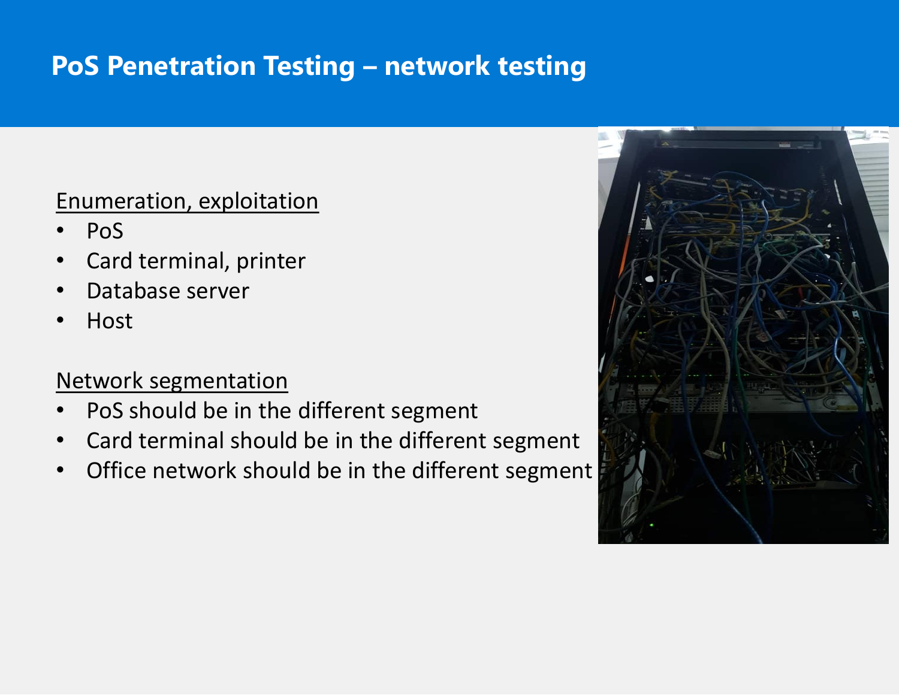# PoS Penetration Testing – network testing

Enumeration, exploitation

- PoS
- Card terminal, printer
- Database server
- Host

Network segmentation

- PoS should be in the different segment
- Card terminal should be in the different segment
- Office network should be in the different segment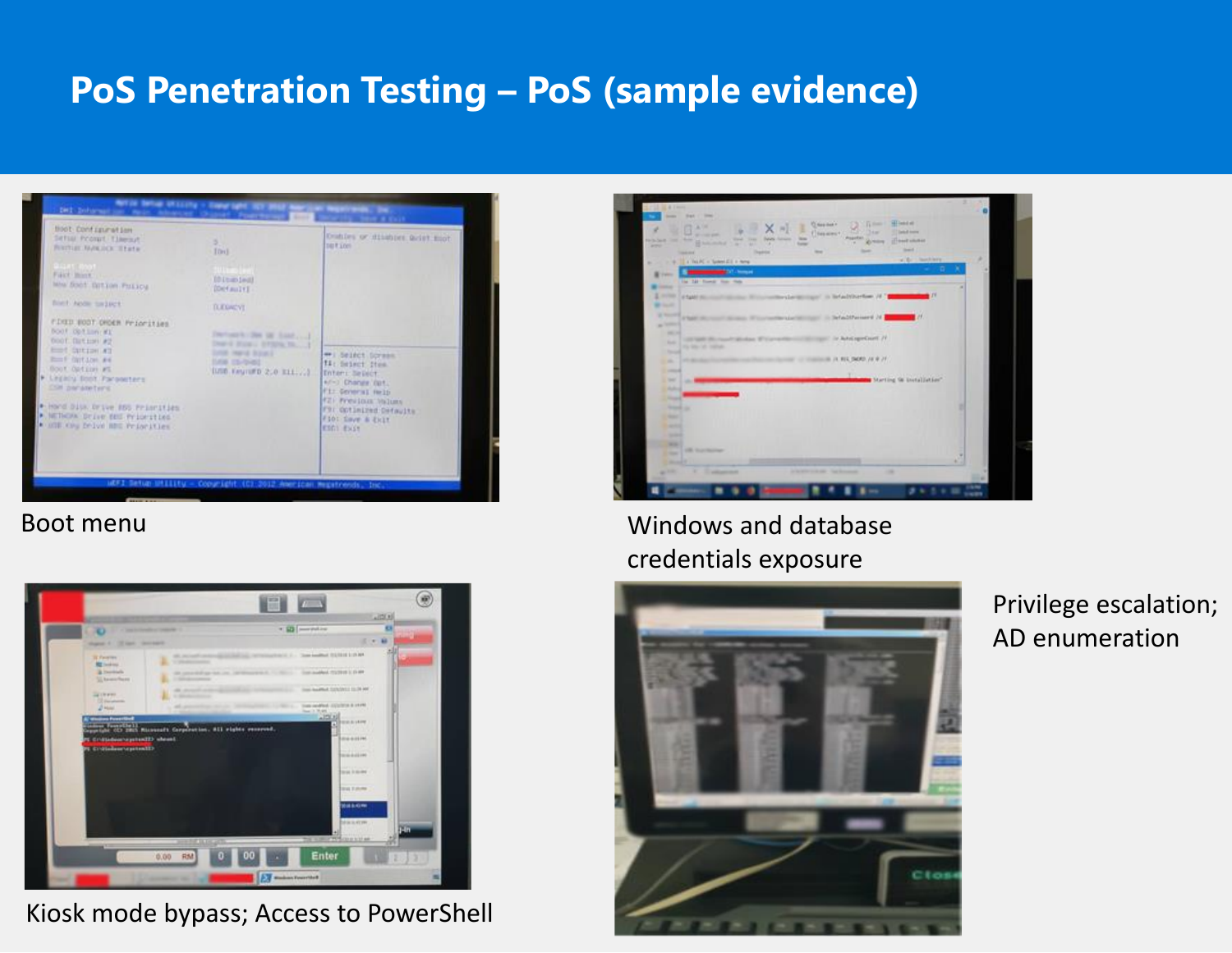# PoS Penetration Testing – PoS (sample evidence)

Boot menu

Windows and database credentials exposure

Kiosk mode bypass; Access to PowerShell

Privilege escalation; AD enumeration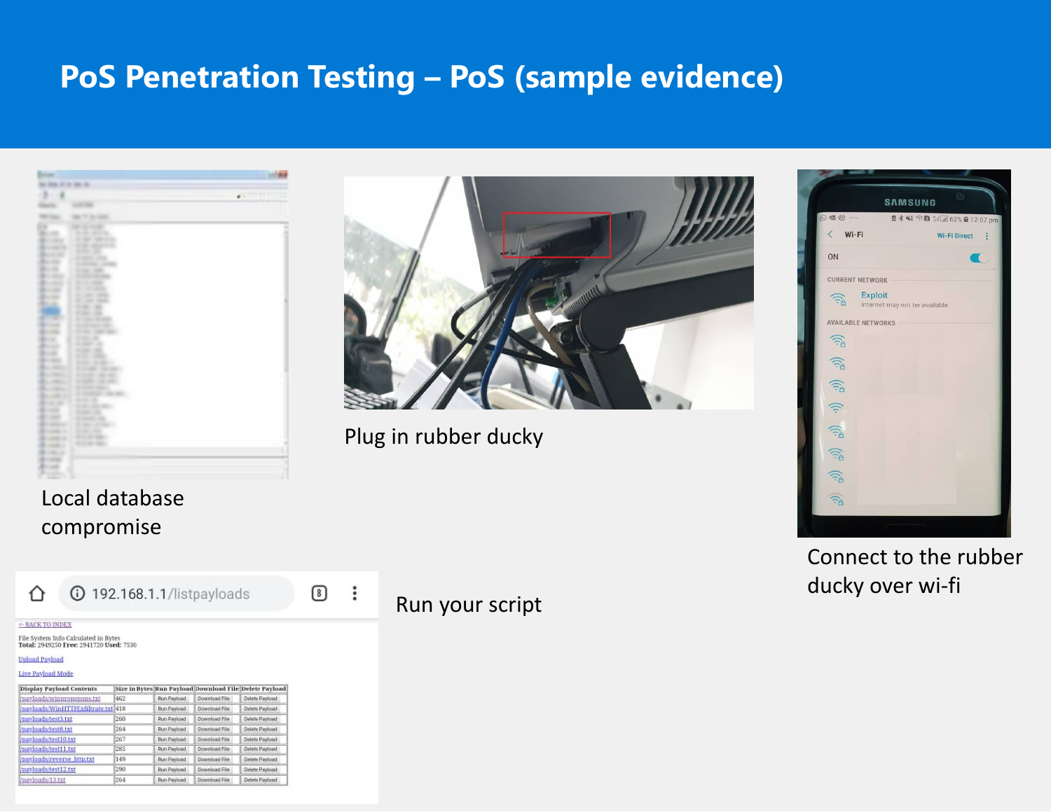# PoS Penetration Testing – PoS (sample evidence)

Local database compromise

Plug in rubber ducky

Connect to the rubber ducky over wi-fi

Run your script

192.168.1.1/listpayloads

< BACK TO INDEX

File System Info Calculated in Bytes
**Total:** 2949250 **Free:** 2941720 **Used:** 7530

Upload Payload

Live Payload Mode

| Display Payload Contents | Size in Bytes | Run Payload | Download File | Delete Payload |
|---|---|---|---|---|
| /payloads/winpropopups.txt | 462 | Run Payload | Download File | Delete Payload |
| /payloads/WinHTTPExfiltrate.txt | 418 | Run Payload | Download File | Delete Payload |
| /payloads/test3.txt | 260 | Run Payload | Download File | Delete Payload |
| /payloads/test8.txt | 264 | Run Payload | Download File | Delete Payload |
| /payloads/test10.txt | 267 | Run Payload | Download File | Delete Payload |
| /payloads/test11.txt | 285 | Run Payload | Download File | Delete Payload |
| /payloads/reverse_http.txt | 149 | Run Payload | Download File | Delete Payload |
| /payloads/test12.txt | 290 | Run Payload | Download File | Delete Payload |
| /payloads/13.txt | 264 | Run Payload | Download File | Delete Payload |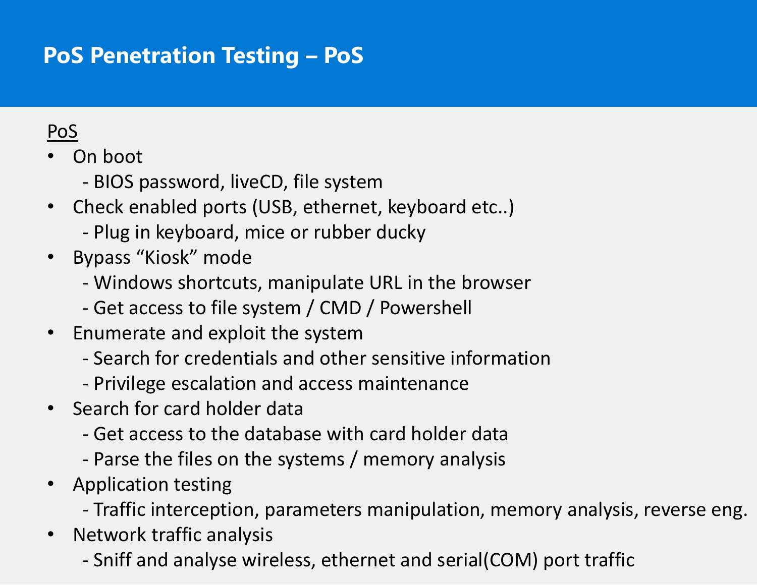# PoS Penetration Testing – PoS

PoS

- On boot
  - BIOS password, liveCD, file system
- Check enabled ports (USB, ethernet, keyboard etc..)
  - Plug in keyboard, mice or rubber ducky
- Bypass "Kiosk" mode
  - Windows shortcuts, manipulate URL in the browser
  - Get access to file system / CMD / Powershell
- Enumerate and exploit the system
  - Search for credentials and other sensitive information
  - Privilege escalation and access maintenance
- Search for card holder data
  - Get access to the database with card holder data
  - Parse the files on the systems / memory analysis
- Application testing
  - Traffic interception, parameters manipulation, memory analysis, reverse eng.
- Network traffic analysis
  - Sniff and analyse wireless, ethernet and serial(COM) port traffic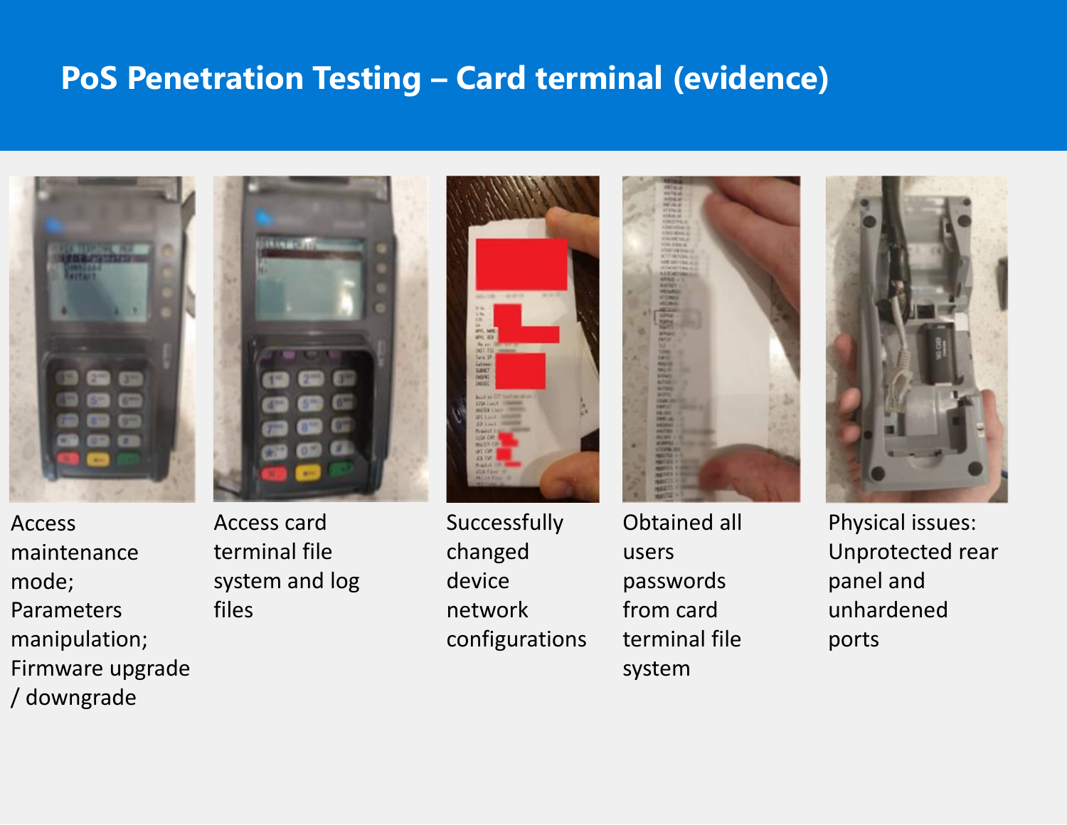# PoS Penetration Testing – Card terminal (evidence)

Access maintenance mode; Parameters manipulation; Firmware upgrade / downgrade

Access card terminal file system and log files

Successfully changed device network configurations

Obtained all users passwords from card terminal file system

Physical issues: Unprotected rear panel and unhardened ports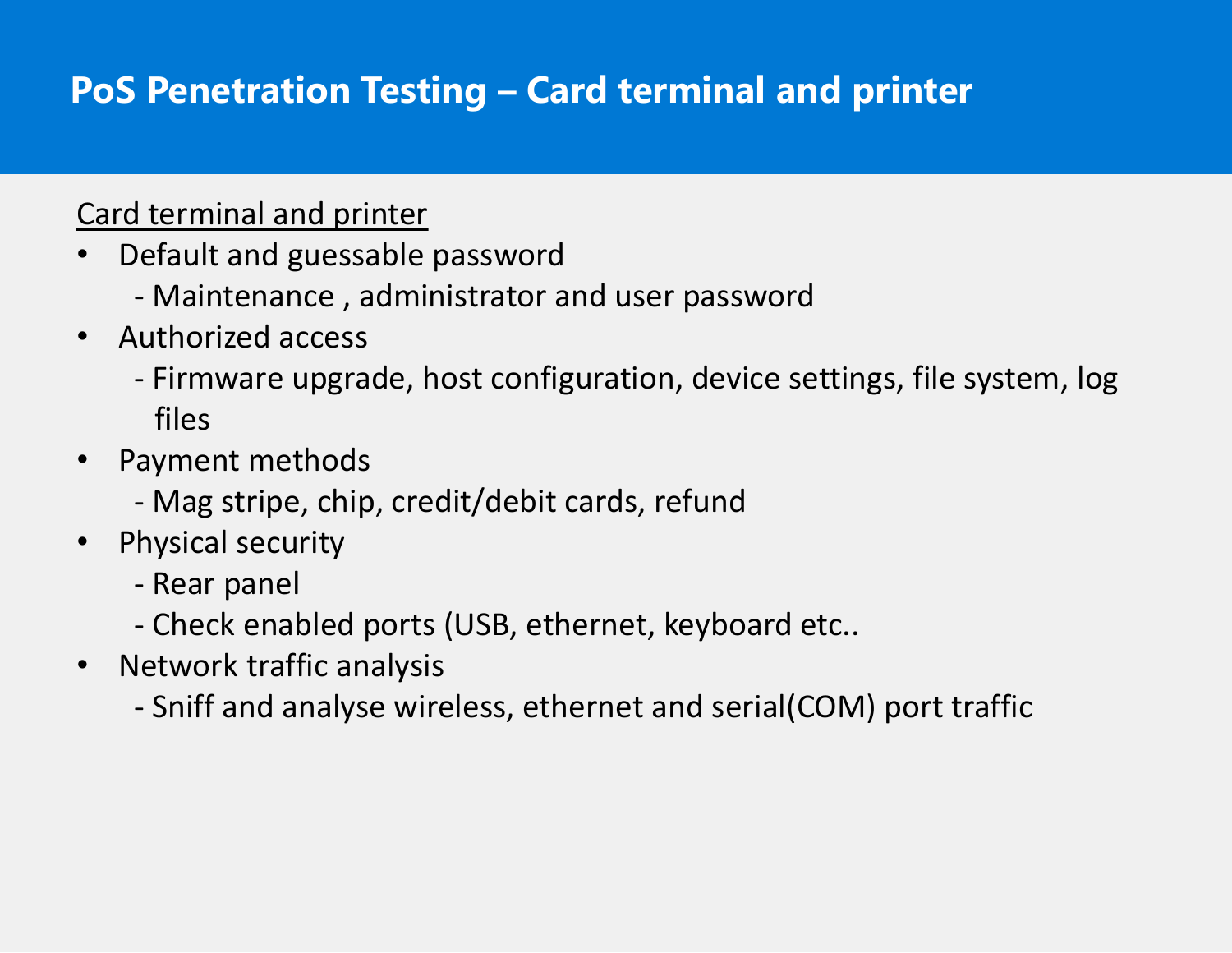# PoS Penetration Testing – Card terminal and printer

Card terminal and printer

- Default and guessable password
  - Maintenance , administrator and user password
- Authorized access
  - Firmware upgrade, host configuration, device settings, file system, log files
- Payment methods
  - Mag stripe, chip, credit/debit cards, refund
- Physical security
  - Rear panel
  - Check enabled ports (USB, ethernet, keyboard etc..
- Network traffic analysis
  - Sniff and analyse wireless, ethernet and serial(COM) port traffic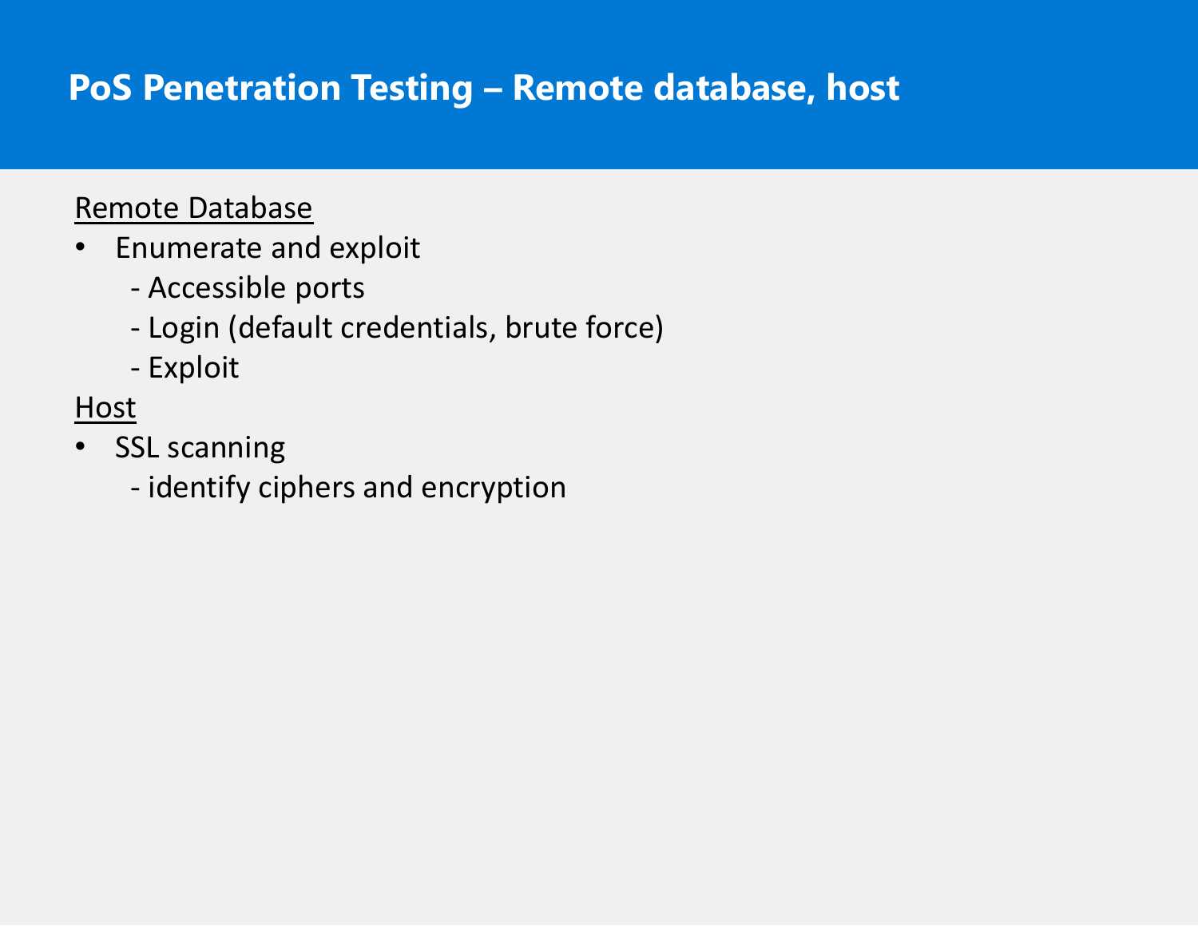# PoS Penetration Testing – Remote database, host

Remote Database

- Enumerate and exploit
  - Accessible ports
  - Login (default credentials, brute force)
  - Exploit

Host

- SSL scanning
  - identify ciphers and encryption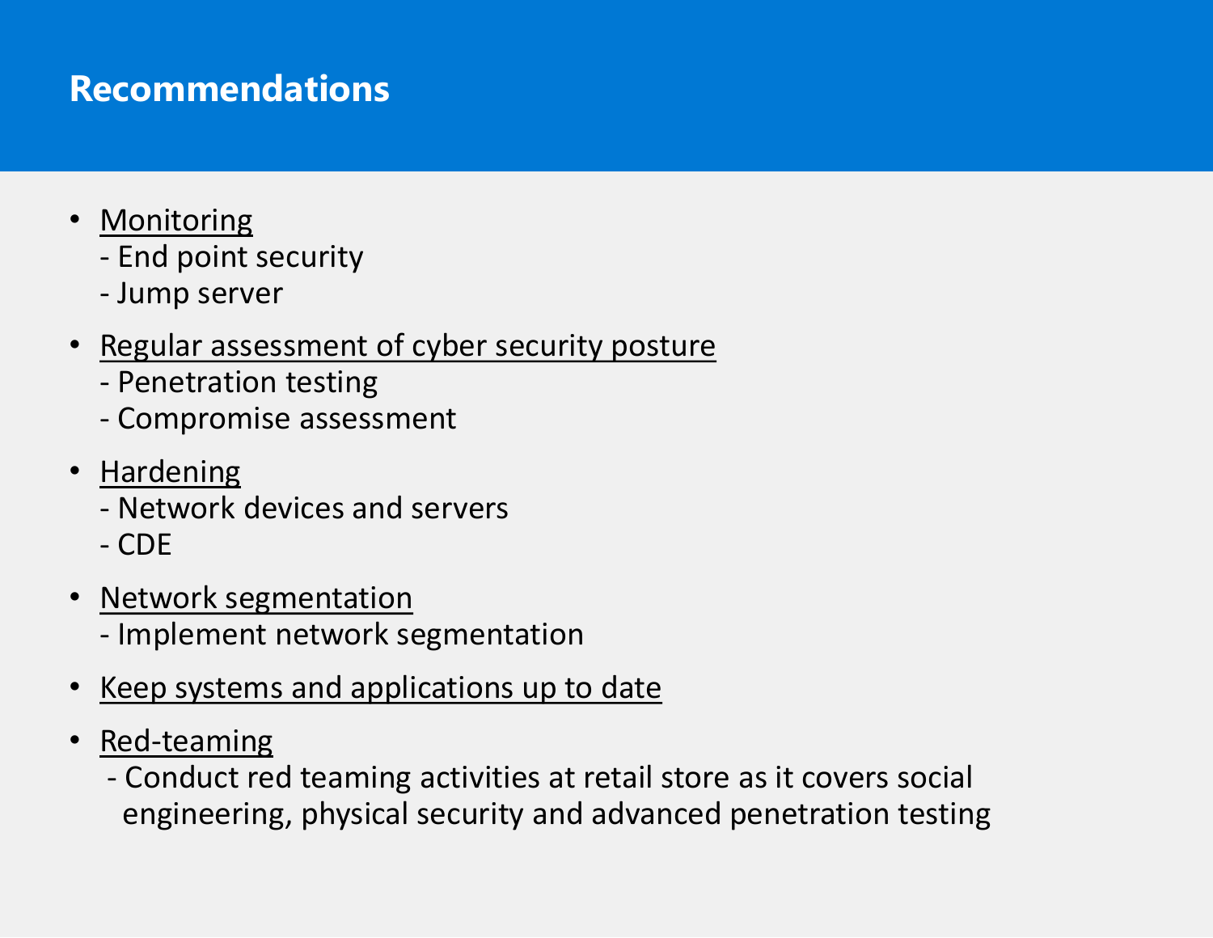# Recommendations

- <u>Monitoring</u>
  - End point security
  - Jump server
- <u>Regular assessment of cyber security posture</u>
  - Penetration testing
  - Compromise assessment
- <u>Hardening</u>
  - Network devices and servers
  - CDE
- <u>Network segmentation</u>
  - Implement network segmentation
- <u>Keep systems and applications up to date</u>
- <u>Red-teaming</u>
  - Conduct red teaming activities at retail store as it covers social engineering, physical security and advanced penetration testing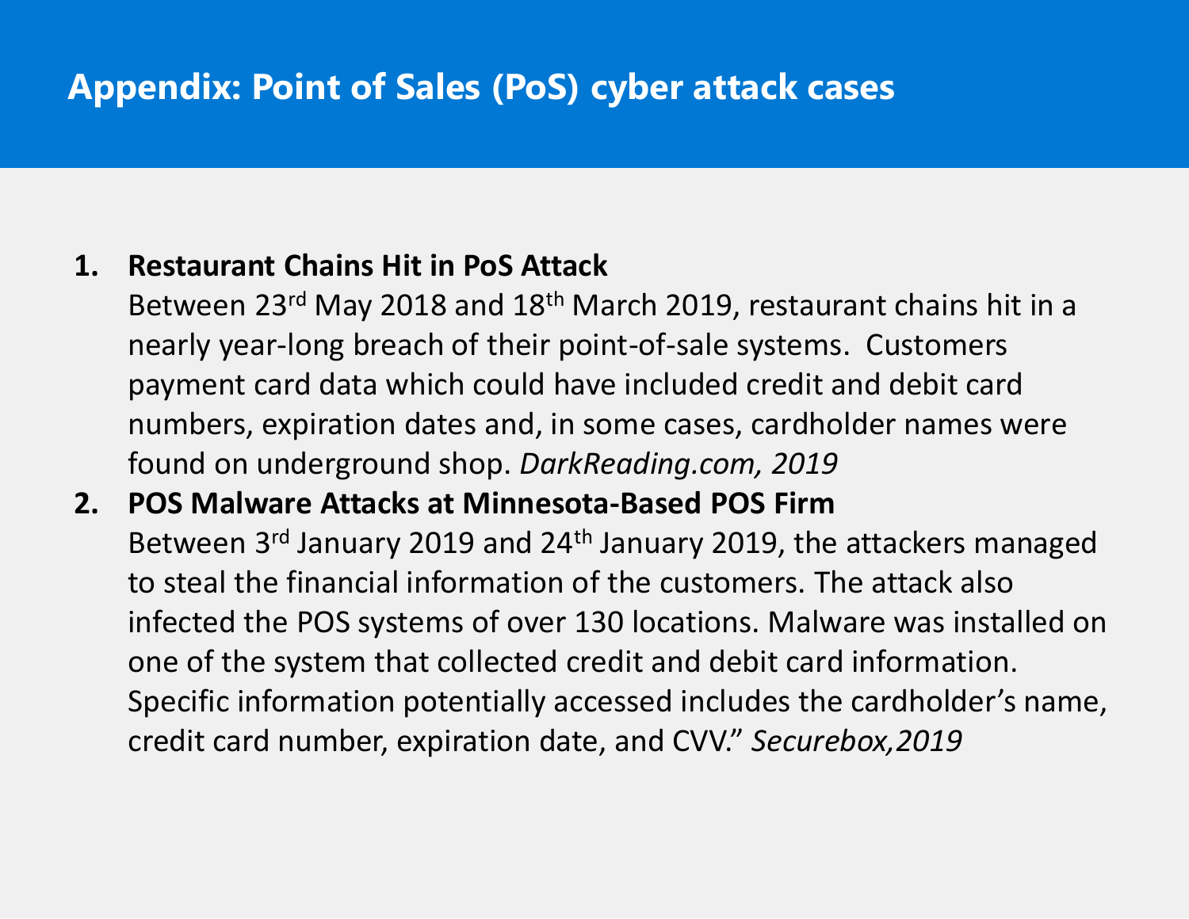# Appendix: Point of Sales (PoS) cyber attack cases

1. **Restaurant Chains Hit in PoS Attack**
   Between 23rd May 2018 and 18th March 2019, restaurant chains hit in a nearly year-long breach of their point-of-sale systems.  Customers payment card data which could have included credit and debit card numbers, expiration dates and, in some cases, cardholder names were found on underground shop. *DarkReading.com, 2019*
2. **POS Malware Attacks at Minnesota-Based POS Firm**
   Between 3rd January 2019 and 24th January 2019, the attackers managed to steal the financial information of the customers. The attack also infected the POS systems of over 130 locations. Malware was installed on one of the system that collected credit and debit card information. Specific information potentially accessed includes the cardholder's name, credit card number, expiration date, and CVV." *Securebox,2019*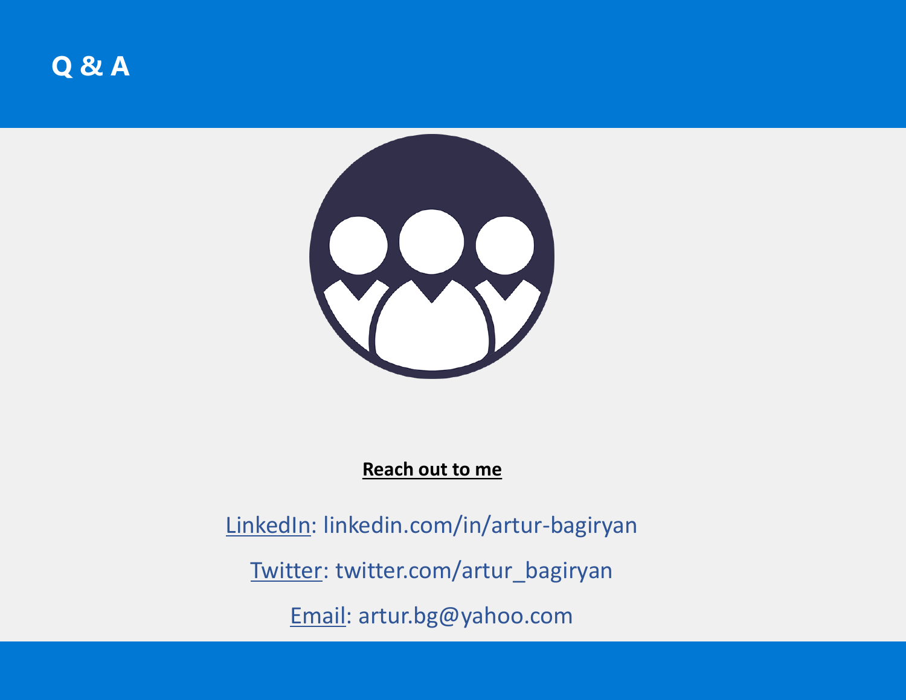# Q & A

**Reach out to me**

LinkedIn: linkedin.com/in/artur-bagiryan

Twitter: twitter.com/artur_bagiryan

Email: artur.bg@yahoo.com